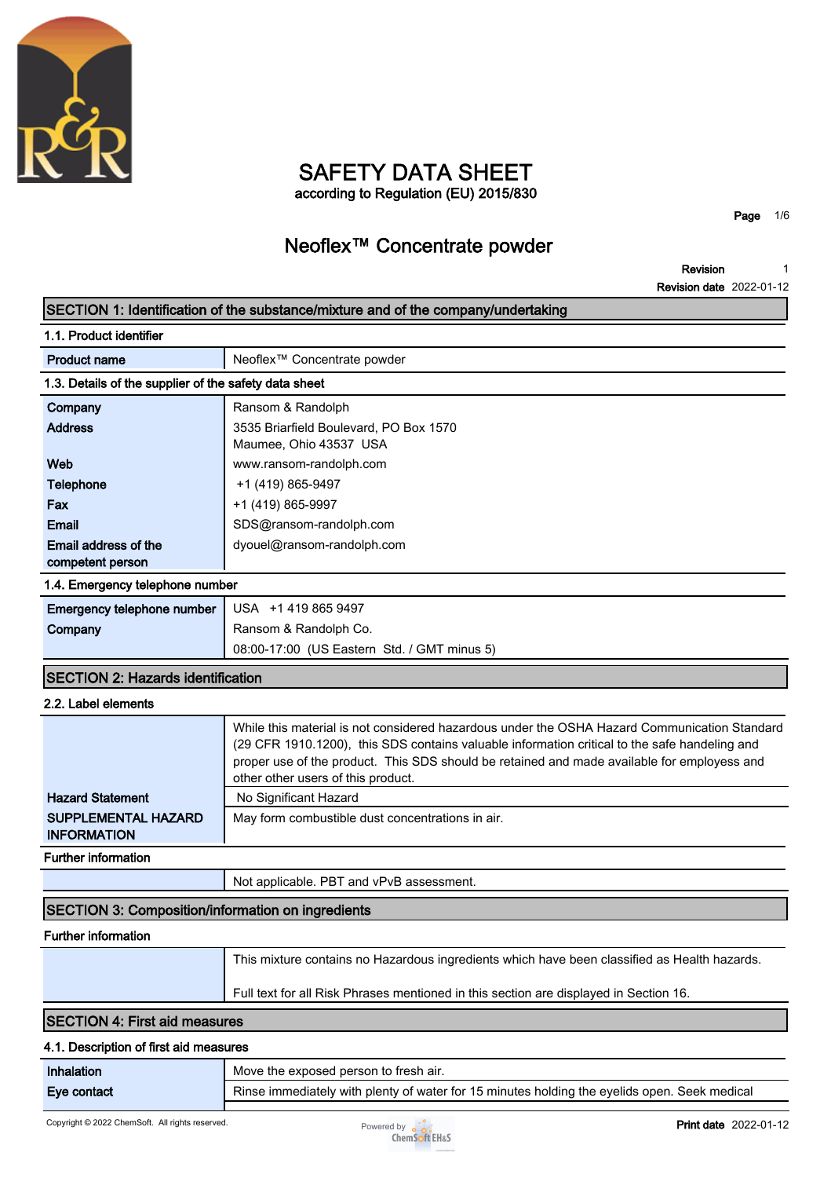# SAFETY DATA SHEET

according to Regulation (EU) 2015/830

## Neoflex™ Concentrate powder

**Revision** 1
**Revision date** 2022-01-12

## SECTION 1: Identification of the substance/mixture and of the company/undertaking

### 1.1. Product identifier

| | |
|---|---|
| **Product name** | Neoflex™ Concentrate powder |

### 1.3. Details of the supplier of the safety data sheet

| | |
|---|---|
| **Company** | Ransom & Randolph |
| **Address** | 3535 Briarfield Boulevard, PO Box 1570<br>Maumee, Ohio 43537 USA |
| **Web** | www.ransom-randolph.com |
| **Telephone** | +1 (419) 865-9497 |
| **Fax** | +1 (419) 865-9997 |
| **Email** | SDS@ransom-randolph.com |
| **Email address of the competent person** | dyouel@ransom-randolph.com |

### 1.4. Emergency telephone number

| | |
|---|---|
| **Emergency telephone number** | USA +1 419 865 9497 |
| **Company** | Ransom & Randolph Co. |
| | 08:00-17:00 (US Eastern Std. / GMT minus 5) |

## SECTION 2: Hazards identification

### 2.2. Label elements

| | |
|---|---|
| | While this material is not considered hazardous under the OSHA Hazard Communication Standard (29 CFR 1910.1200), this SDS contains valuable information critical to the safe handeling and proper use of the product. This SDS should be retained and made available for employess and other other users of this product. |
| **Hazard Statement** | No Significant Hazard |
| **SUPPLEMENTAL HAZARD INFORMATION** | May form combustible dust concentrations in air. |

### Further information

| | |
|---|---|
| | Not applicable. PBT and vPvB assessment. |

## SECTION 3: Composition/information on ingredients

### Further information

| | |
|---|---|
| | This mixture contains no Hazardous ingredients which have been classified as Health hazards.<br><br>Full text for all Risk Phrases mentioned in this section are displayed in Section 16. |

## SECTION 4: First aid measures

### 4.1. Description of first aid measures

| | |
|---|---|
| **Inhalation** | Move the exposed person to fresh air. |
| **Eye contact** | Rinse immediately with plenty of water for 15 minutes holding the eyelids open. Seek medical |

Copyright © 2022 ChemSoft. All rights reserved.

**Print date** 2022-01-12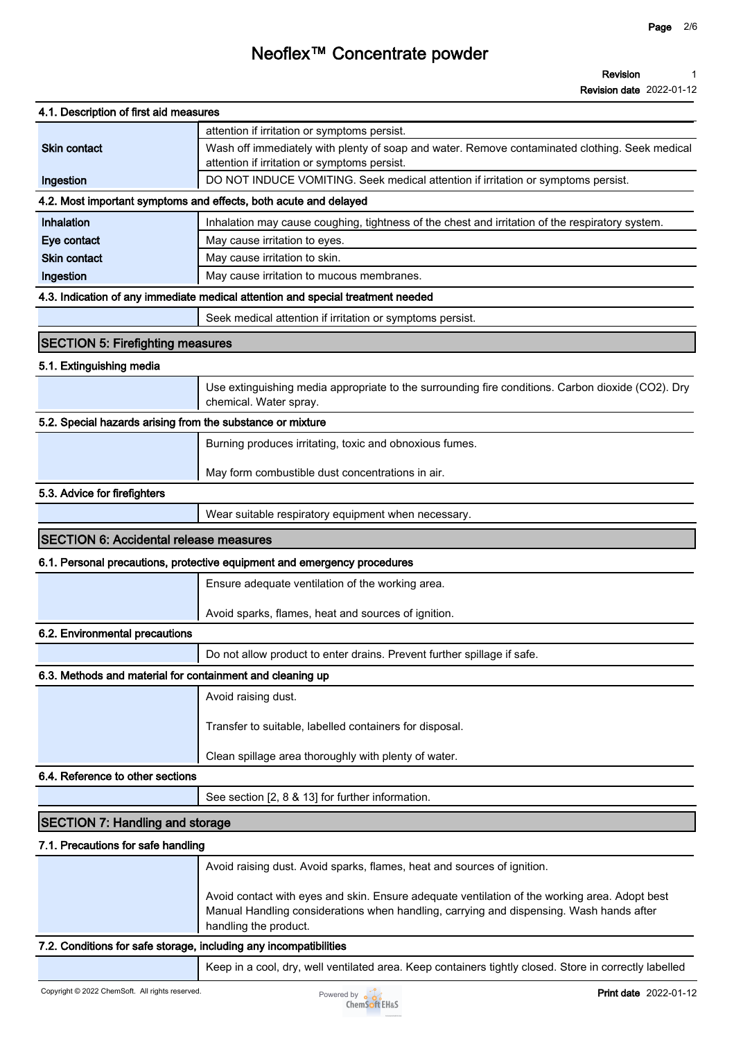### 4.1. Description of first aid measures

| | |
|---|---|
| | attention if irritation or symptoms persist. |
| Skin contact | Wash off immediately with plenty of soap and water. Remove contaminated clothing. Seek medical attention if irritation or symptoms persist. |
| Ingestion | DO NOT INDUCE VOMITING. Seek medical attention if irritation or symptoms persist. |

### 4.2. Most important symptoms and effects, both acute and delayed

| | |
|---|---|
| Inhalation | Inhalation may cause coughing, tightness of the chest and irritation of the respiratory system. |
| Eye contact | May cause irritation to eyes. |
| Skin contact | May cause irritation to skin. |
| Ingestion | May cause irritation to mucous membranes. |

### 4.3. Indication of any immediate medical attention and special treatment needed

Seek medical attention if irritation or symptoms persist.

## SECTION 5: Firefighting measures

### 5.1. Extinguishing media

Use extinguishing media appropriate to the surrounding fire conditions. Carbon dioxide ($CO_2$). Dry chemical. Water spray.

### 5.2. Special hazards arising from the substance or mixture

Burning produces irritating, toxic and obnoxious fumes.

May form combustible dust concentrations in air.

### 5.3. Advice for firefighters

Wear suitable respiratory equipment when necessary.

## SECTION 6: Accidental release measures

### 6.1. Personal precautions, protective equipment and emergency procedures

Ensure adequate ventilation of the working area.

Avoid sparks, flames, heat and sources of ignition.

### 6.2. Environmental precautions

Do not allow product to enter drains. Prevent further spillage if safe.

### 6.3. Methods and material for containment and cleaning up

Avoid raising dust.

Transfer to suitable, labelled containers for disposal.

Clean spillage area thoroughly with plenty of water.

### 6.4. Reference to other sections

See section [2, 8 & 13] for further information.

## SECTION 7: Handling and storage

### 7.1. Precautions for safe handling

Avoid raising dust. Avoid sparks, flames, heat and sources of ignition.

Avoid contact with eyes and skin. Ensure adequate ventilation of the working area. Adopt best Manual Handling considerations when handling, carrying and dispensing. Wash hands after handling the product.

### 7.2. Conditions for safe storage, including any incompatibilities

Keep in a cool, dry, well ventilated area. Keep containers tightly closed. Store in correctly labelled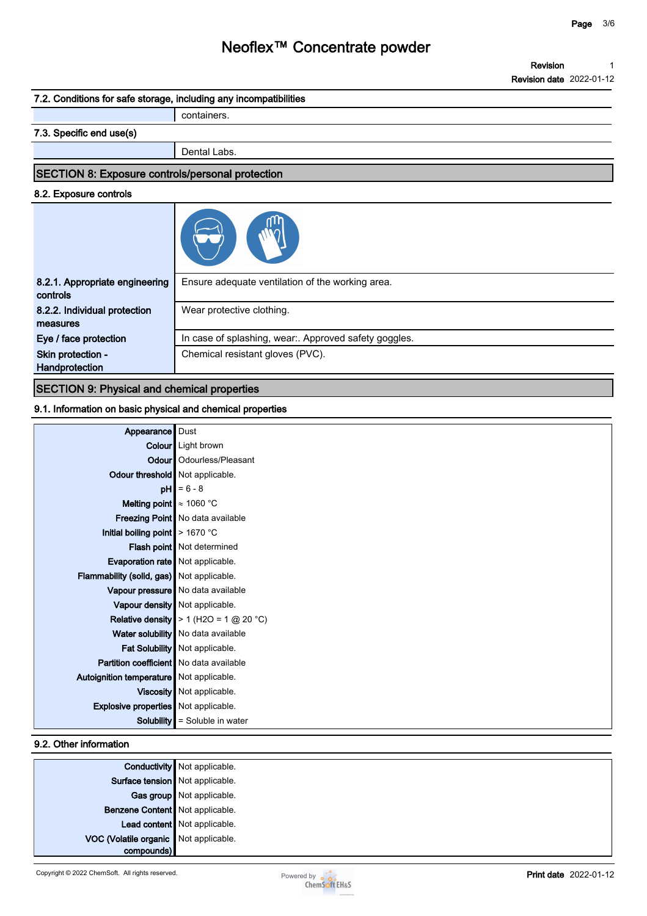### 7.2. Conditions for safe storage, including any incompatibilities

| | |
|---|---|
| | containers. |

### 7.3. Specific end use(s)

| | |
|---|---|
| | Dental Labs. |

## SECTION 8: Exposure controls/personal protection

### 8.2. Exposure controls

| | |
|---|---|
| **8.2.1. Appropriate engineering controls** | Ensure adequate ventilation of the working area. |
| **8.2.2. Individual protection measures** | Wear protective clothing. |
| **Eye / face protection** | In case of splashing, wear:. Approved safety goggles. |
| **Skin protection - Handprotection** | Chemical resistant gloves (PVC). |

## SECTION 9: Physical and chemical properties

### 9.1. Information on basic physical and chemical properties

| | |
|---|---|
| **Appearance** | Dust |
| **Colour** | Light brown |
| **Odour** | Odourless/Pleasant |
| **Odour threshold** | Not applicable. |
| **pH** | = 6 - 8 |
| **Melting point** | ≈ 1060 °C |
| **Freezing Point** | No data available |
| **Initial boiling point** | > 1670 °C |
| **Flash point** | Not determined |
| **Evaporation rate** | Not applicable. |
| **Flammability (solid, gas)** | Not applicable. |
| **Vapour pressure** | No data available |
| **Vapour density** | Not applicable. |
| **Relative density** | > 1 ($H_2O$ = 1 @ 20 °C) |
| **Water solubility** | No data available |
| **Fat Solubility** | Not applicable. |
| **Partition coefficient** | No data available |
| **Autoignition temperature** | Not applicable. |
| **Viscosity** | Not applicable. |
| **Explosive properties** | Not applicable. |
| **Solubility** | = Soluble in water |

### 9.2. Other information

| | |
|---|---|
| **Conductivity** | Not applicable. |
| **Surface tension** | Not applicable. |
| **Gas group** | Not applicable. |
| **Benzene Content** | Not applicable. |
| **Lead content** | Not applicable. |
| **VOC (Volatile organic compounds)** | Not applicable. |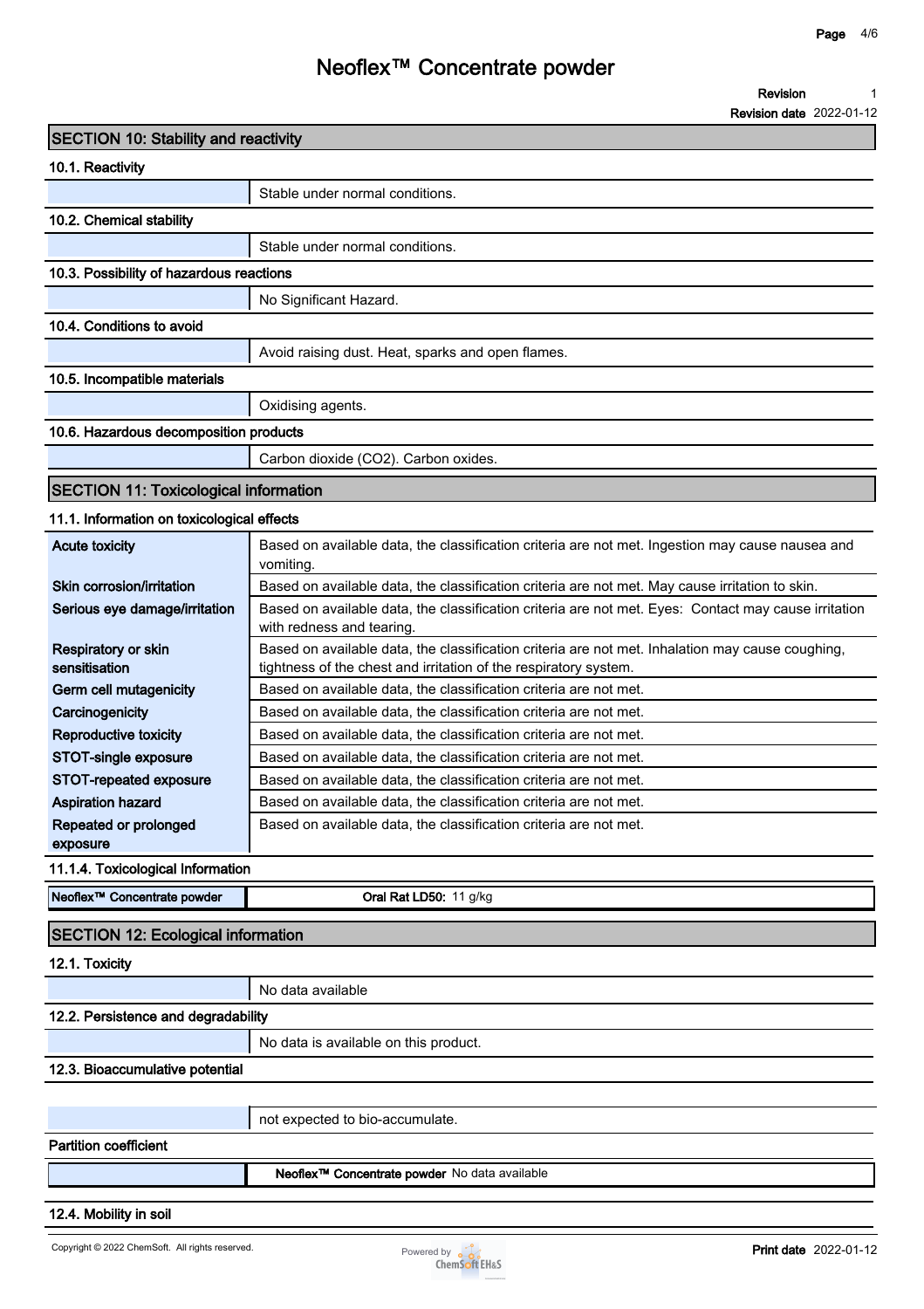## SECTION 10: Stability and reactivity

### 10.1. Reactivity

| | |
|---|---|
| | Stable under normal conditions. |

### 10.2. Chemical stability

| | |
|---|---|
| | Stable under normal conditions. |

### 10.3. Possibility of hazardous reactions

| | |
|---|---|
| | No Significant Hazard. |

### 10.4. Conditions to avoid

| | |
|---|---|
| | Avoid raising dust. Heat, sparks and open flames. |

### 10.5. Incompatible materials

| | |
|---|---|
| | Oxidising agents. |

### 10.6. Hazardous decomposition products

| | |
|---|---|
| | Carbon dioxide ($CO_2$). Carbon oxides. |

## SECTION 11: Toxicological information

### 11.1. Information on toxicological effects

| | |
|---|---|
| **Acute toxicity** | Based on available data, the classification criteria are not met. Ingestion may cause nausea and vomiting. |
| **Skin corrosion/irritation** | Based on available data, the classification criteria are not met. May cause irritation to skin. |
| **Serious eye damage/irritation** | Based on available data, the classification criteria are not met. Eyes: Contact may cause irritation with redness and tearing. |
| **Respiratory or skin sensitisation** | Based on available data, the classification criteria are not met. Inhalation may cause coughing, tightness of the chest and irritation of the respiratory system. |
| **Germ cell mutagenicity** | Based on available data, the classification criteria are not met. |
| **Carcinogenicity** | Based on available data, the classification criteria are not met. |
| **Reproductive toxicity** | Based on available data, the classification criteria are not met. |
| **STOT-single exposure** | Based on available data, the classification criteria are not met. |
| **STOT-repeated exposure** | Based on available data, the classification criteria are not met. |
| **Aspiration hazard** | Based on available data, the classification criteria are not met. |
| **Repeated or prolonged exposure** | Based on available data, the classification criteria are not met. |

### 11.1.4. Toxicological Information

| | |
|---|---|
| **Neoflex™ Concentrate powder** | **Oral Rat LD50:** 11 g/kg |

## SECTION 12: Ecological information

### 12.1. Toxicity

| | |
|---|---|
| | No data available |

### 12.2. Persistence and degradability

| | |
|---|---|
| | No data is available on this product. |

### 12.3. Bioaccumulative potential

| | |
|---|---|
| | not expected to bio-accumulate. |

**Partition coefficient**

| | |
|---|---|
| | **Neoflex™ Concentrate powder** No data available |

### 12.4. Mobility in soil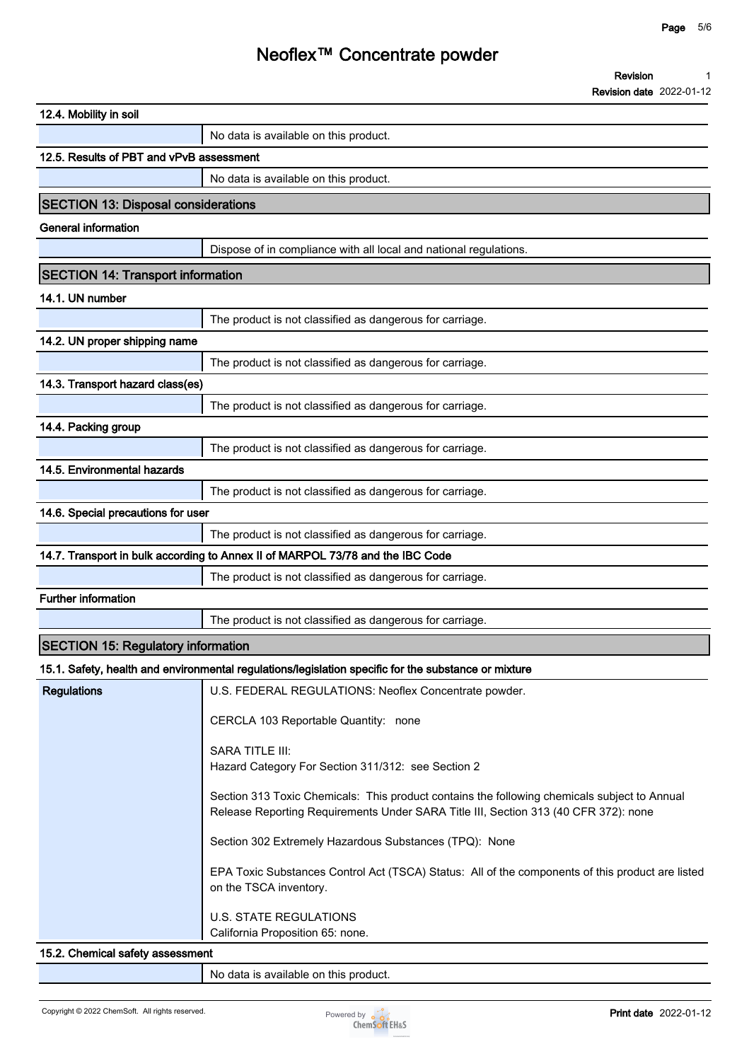### 12.4. Mobility in soil

| | |
|---|---|
| | No data is available on this product. |

### 12.5. Results of PBT and vPvB assessment

| | |
|---|---|
| | No data is available on this product. |

## SECTION 13: Disposal considerations

### General information

| | |
|---|---|
| | Dispose of in compliance with all local and national regulations. |

## SECTION 14: Transport information

### 14.1. UN number

| | |
|---|---|
| | The product is not classified as dangerous for carriage. |

### 14.2. UN proper shipping name

| | |
|---|---|
| | The product is not classified as dangerous for carriage. |

### 14.3. Transport hazard class(es)

| | |
|---|---|
| | The product is not classified as dangerous for carriage. |

### 14.4. Packing group

| | |
|---|---|
| | The product is not classified as dangerous for carriage. |

### 14.5. Environmental hazards

| | |
|---|---|
| | The product is not classified as dangerous for carriage. |

### 14.6. Special precautions for user

| | |
|---|---|
| | The product is not classified as dangerous for carriage. |

### 14.7. Transport in bulk according to Annex II of MARPOL 73/78 and the IBC Code

| | |
|---|---|
| | The product is not classified as dangerous for carriage. |

### Further information

| | |
|---|---|
| | The product is not classified as dangerous for carriage. |

## SECTION 15: Regulatory information

### 15.1. Safety, health and environmental regulations/legislation specific for the substance or mixture

**Regulations**

U.S. FEDERAL REGULATIONS: Neoflex Concentrate powder.

CERCLA 103 Reportable Quantity: none

SARA TITLE III:
Hazard Category For Section 311/312: see Section 2

Section 313 Toxic Chemicals: This product contains the following chemicals subject to Annual Release Reporting Requirements Under SARA Title III, Section 313 (40 CFR 372): none

Section 302 Extremely Hazardous Substances (TPQ): None

EPA Toxic Substances Control Act (TSCA) Status: All of the components of this product are listed on the TSCA inventory.

U.S. STATE REGULATIONS
California Proposition 65: none.

### 15.2. Chemical safety assessment

| | |
|---|---|
| | No data is available on this product. |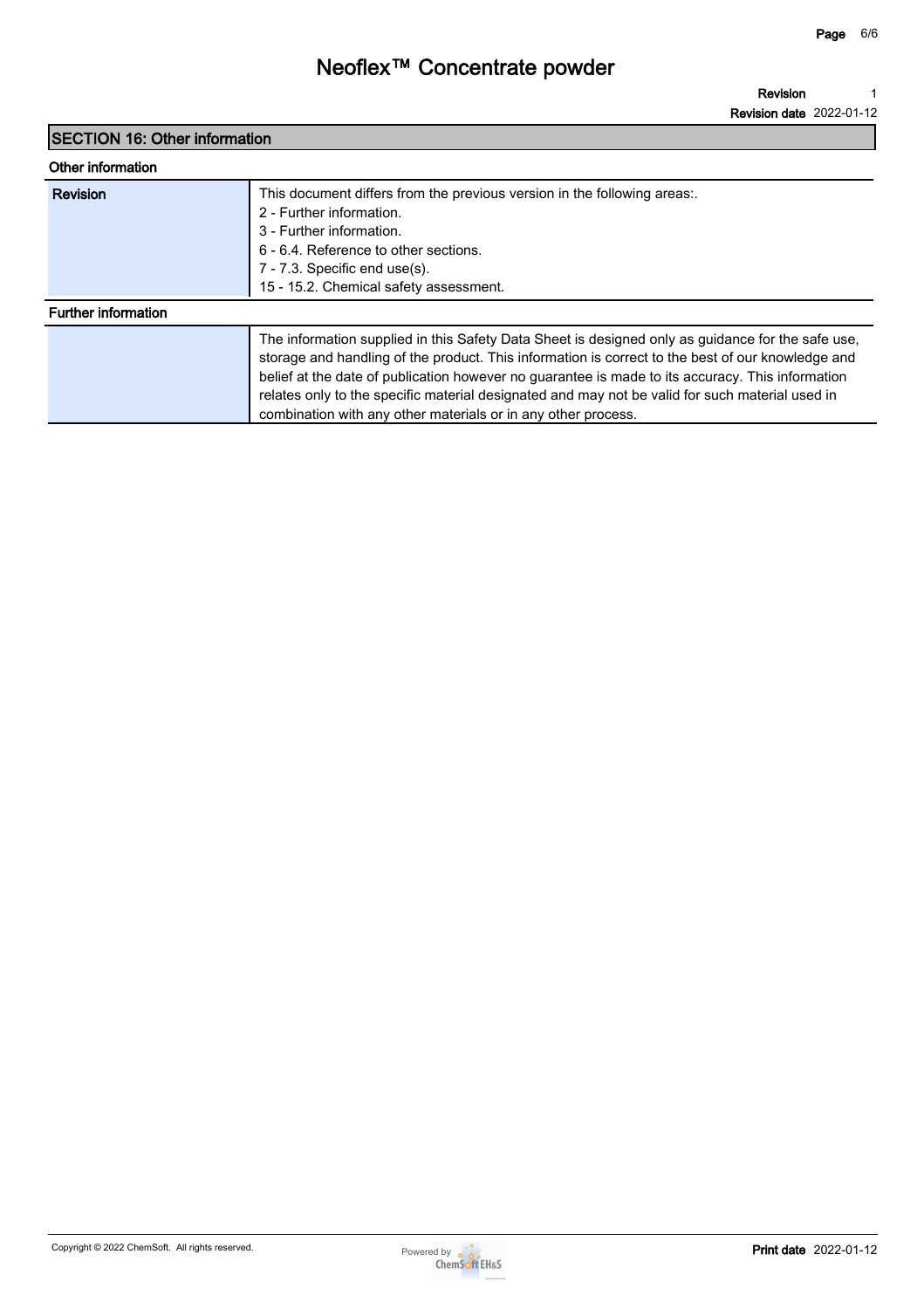## SECTION 16: Other information

### Other information

| | |
|---|---|
| **Revision** | This document differs from the previous version in the following areas:.<br>2 - Further information.<br>3 - Further information.<br>6 - 6.4. Reference to other sections.<br>7 - 7.3. Specific end use(s).<br>15 - 15.2. Chemical safety assessment. |

### Further information

| | |
|---|---|
| | The information supplied in this Safety Data Sheet is designed only as guidance for the safe use, storage and handling of the product. This information is correct to the best of our knowledge and belief at the date of publication however no guarantee is made to its accuracy. This information relates only to the specific material designated and may not be valid for such material used in combination with any other materials or in any other process. |